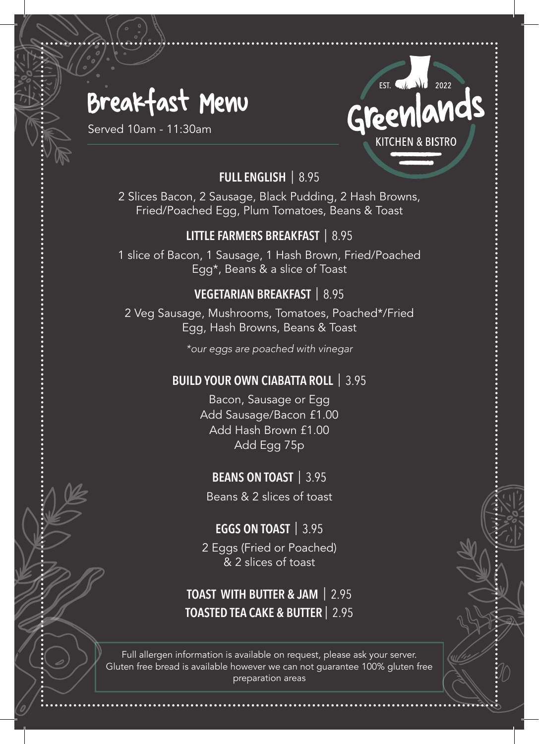# Breakfast Menu

Served 10am - 11:30am

EST. 2022
Greenlands
KITCHEN & BISTRO

### FULL ENGLISH | 8.95

2 Slices Bacon, 2 Sausage, Black Pudding, 2 Hash Browns, Fried/Poached Egg, Plum Tomatoes, Beans & Toast

### LITTLE FARMERS BREAKFAST | 8.95

1 slice of Bacon, 1 Sausage, 1 Hash Brown, Fried/Poached Egg*, Beans & a slice of Toast

### VEGETARIAN BREAKFAST | 8.95

2 Veg Sausage, Mushrooms, Tomatoes, Poached*/Fried Egg, Hash Browns, Beans & Toast

*\*our eggs are poached with vinegar*

### BUILD YOUR OWN CIABATTA ROLL | 3.95

Bacon, Sausage or Egg
Add Sausage/Bacon £1.00
Add Hash Brown £1.00
Add Egg 75p

### BEANS ON TOAST | 3.95

Beans & 2 slices of toast

### EGGS ON TOAST | 3.95

2 Eggs (Fried or Poached) & 2 slices of toast

### TOAST WITH BUTTER & JAM | 2.95

### TOASTED TEA CAKE & BUTTER | 2.95

Full allergen information is available on request, please ask your server. Gluten free bread is available however we can not guarantee 100% gluten free preparation areas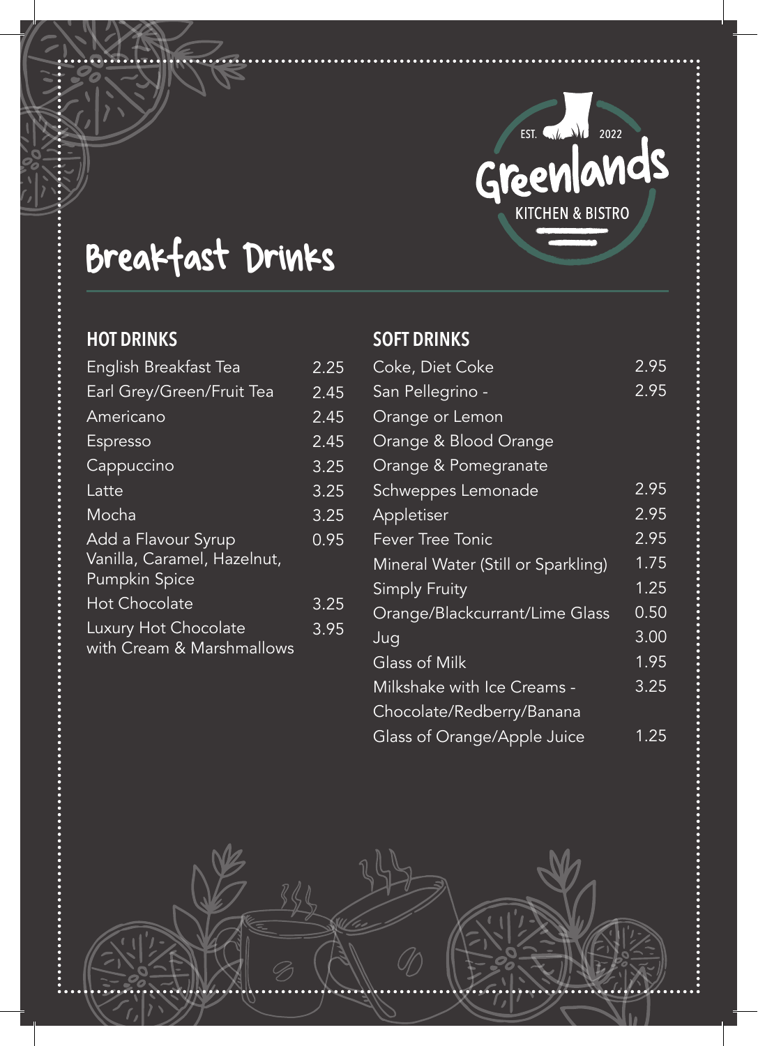Greenlands
EST. 2022
KITCHEN & BISTRO

# Breakfast Drinks

## HOT DRINKS

| | |
|---|---|
| English Breakfast Tea | 2.25 |
| Earl Grey/Green/Fruit Tea | 2.45 |
| Americano | 2.45 |
| Espresso | 2.45 |
| Cappuccino | 3.25 |
| Latte | 3.25 |
| Mocha | 3.25 |
| Add a Flavour Syrup Vanilla, Caramel, Hazelnut, Pumpkin Spice | 0.95 |
| Hot Chocolate | 3.25 |
| Luxury Hot Chocolate with Cream & Marshmallows | 3.95 |

## SOFT DRINKS

| | |
|---|---|
| Coke, Diet Coke | 2.95 |
| San Pellegrino - Orange or Lemon, Orange & Blood Orange, Orange & Pomegranate | 2.95 |
| Schweppes Lemonade | 2.95 |
| Appletiser | 2.95 |
| Fever Tree Tonic | 2.95 |
| Mineral Water (Still or Sparkling) | 1.75 |
| Simply Fruity | 1.25 |
| Orange/Blackcurrant/Lime Glass | 0.50 |
| Jug | 3.00 |
| Glass of Milk | 1.95 |
| Milkshake with Ice Creams - Chocolate/Redberry/Banana | 3.25 |
| Glass of Orange/Apple Juice | 1.25 |